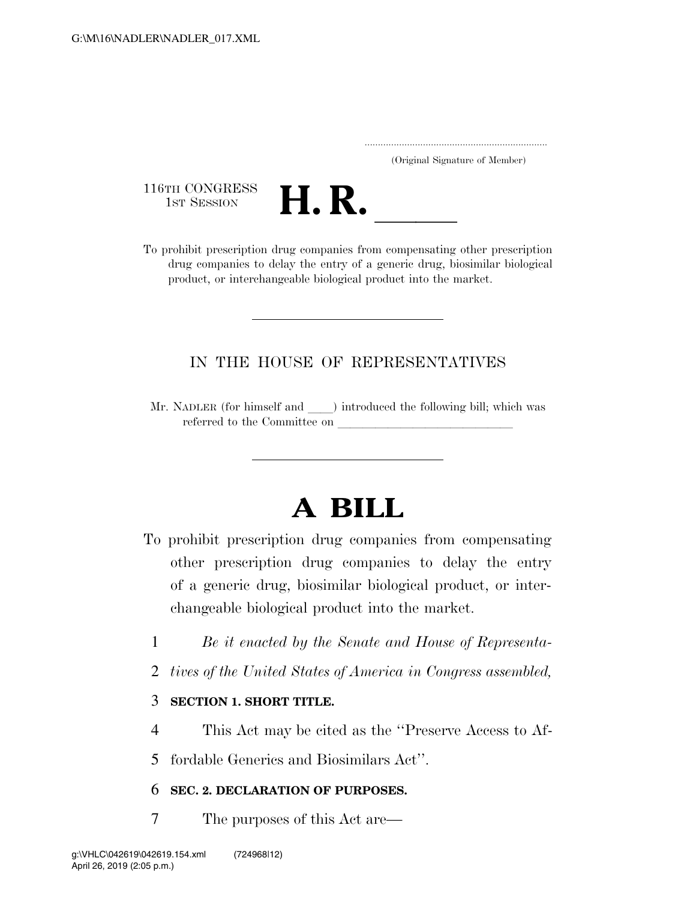(Original Signature of Member)

116TH CONGRESS
1ST SESSION

# H. R. \_\_\_\_

To prohibit prescription drug companies from compensating other prescription drug companies to delay the entry of a generic drug, biosimilar biological product, or interchangeable biological product into the market.

IN THE HOUSE OF REPRESENTATIVES

Mr. NADLER (for himself and \_\_\_\_) introduced the following bill; which was referred to the Committee on \_\_\_\_\_\_\_\_\_\_\_\_\_\_\_\_\_\_\_\_\_\_\_\_\_\_\_\_\_\_

# A BILL

To prohibit prescription drug companies from compensating other prescription drug companies to delay the entry of a generic drug, biosimilar biological product, or interchangeable biological product into the market.

1 *Be it enacted by the Senate and House of Representa-*
2 *tives of the United States of America in Congress assembled,*

3 **SECTION 1. SHORT TITLE.**

4 This Act may be cited as the ''Preserve Access to Af-
5 fordable Generics and Biosimilars Act''.

6 **SEC. 2. DECLARATION OF PURPOSES.**

7 The purposes of this Act are—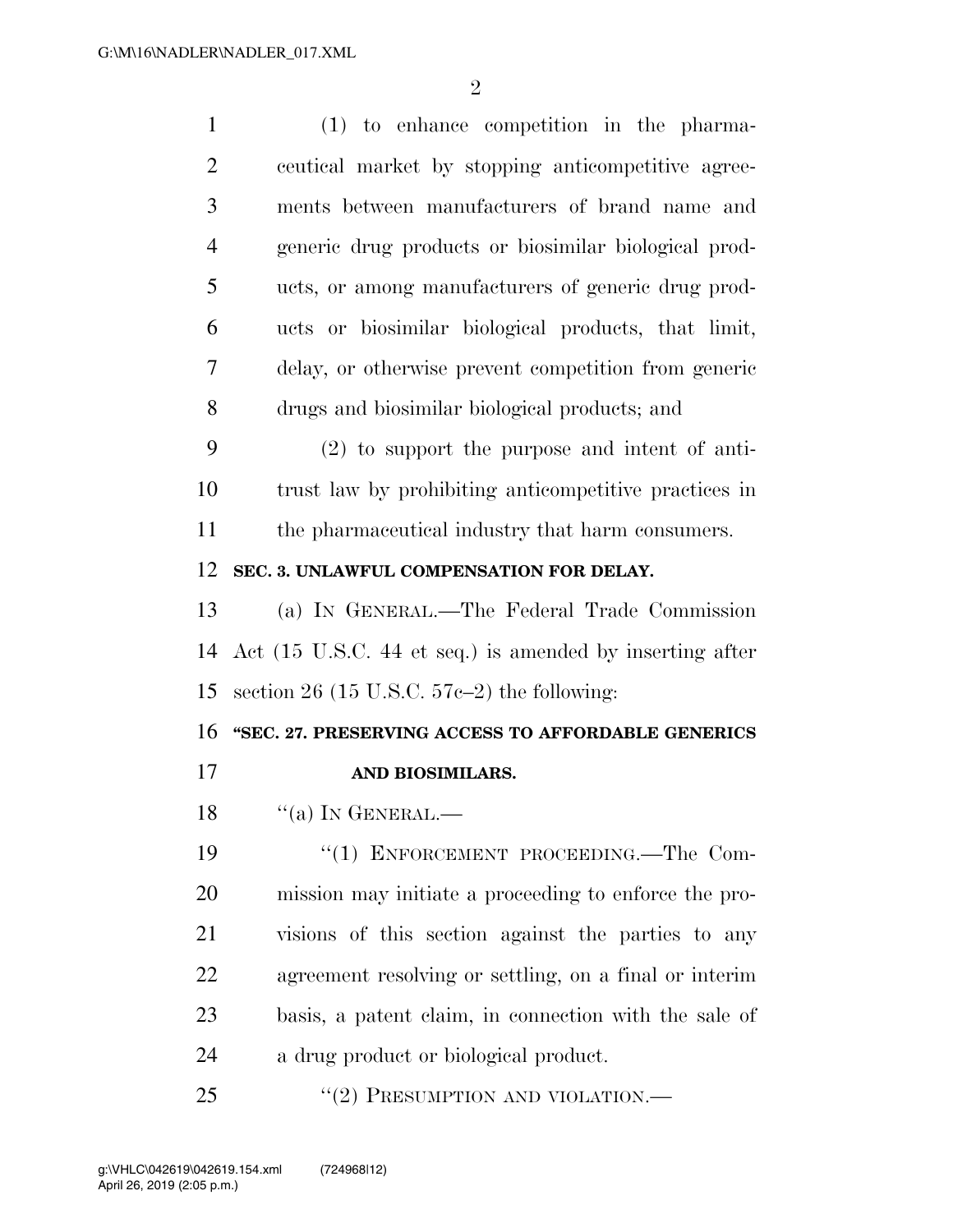(1) to enhance competition in the pharmaceutical market by stopping anticompetitive agreements between manufacturers of brand name and generic drug products or biosimilar biological products, or among manufacturers of generic drug products or biosimilar biological products, that limit, delay, or otherwise prevent competition from generic drugs and biosimilar biological products; and

(2) to support the purpose and intent of antitrust law by prohibiting anticompetitive practices in the pharmaceutical industry that harm consumers.

**SEC. 3. UNLAWFUL COMPENSATION FOR DELAY.**

(a) IN GENERAL.—The Federal Trade Commission Act (15 U.S.C. 44 et seq.) is amended by inserting after section 26 (15 U.S.C. 57c–2) the following:

**"SEC. 27. PRESERVING ACCESS TO AFFORDABLE GENERICS AND BIOSIMILARS.**

"(a) IN GENERAL.—

"(1) ENFORCEMENT PROCEEDING.—The Commission may initiate a proceeding to enforce the provisions of this section against the parties to any agreement resolving or settling, on a final or interim basis, a patent claim, in connection with the sale of a drug product or biological product.

"(2) PRESUMPTION AND VIOLATION.—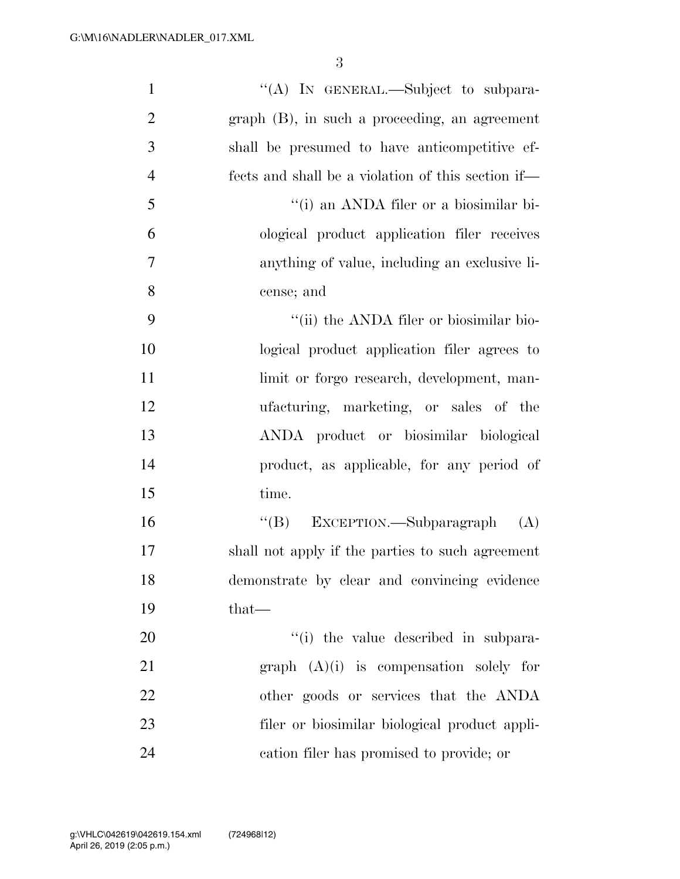"(A) IN GENERAL.—Subject to subparagraph (B), in such a proceeding, an agreement shall be presumed to have anticompetitive effects and shall be a violation of this section if—

"(i) an ANDA filer or a biosimilar biological product application filer receives anything of value, including an exclusive license; and

"(ii) the ANDA filer or biosimilar biological product application filer agrees to limit or forgo research, development, manufacturing, marketing, or sales of the ANDA product or biosimilar biological product, as applicable, for any period of time.

"(B) EXCEPTION.—Subparagraph (A) shall not apply if the parties to such agreement demonstrate by clear and convincing evidence that—

"(i) the value described in subparagraph (A)(i) is compensation solely for other goods or services that the ANDA filer or biosimilar biological product application filer has promised to provide; or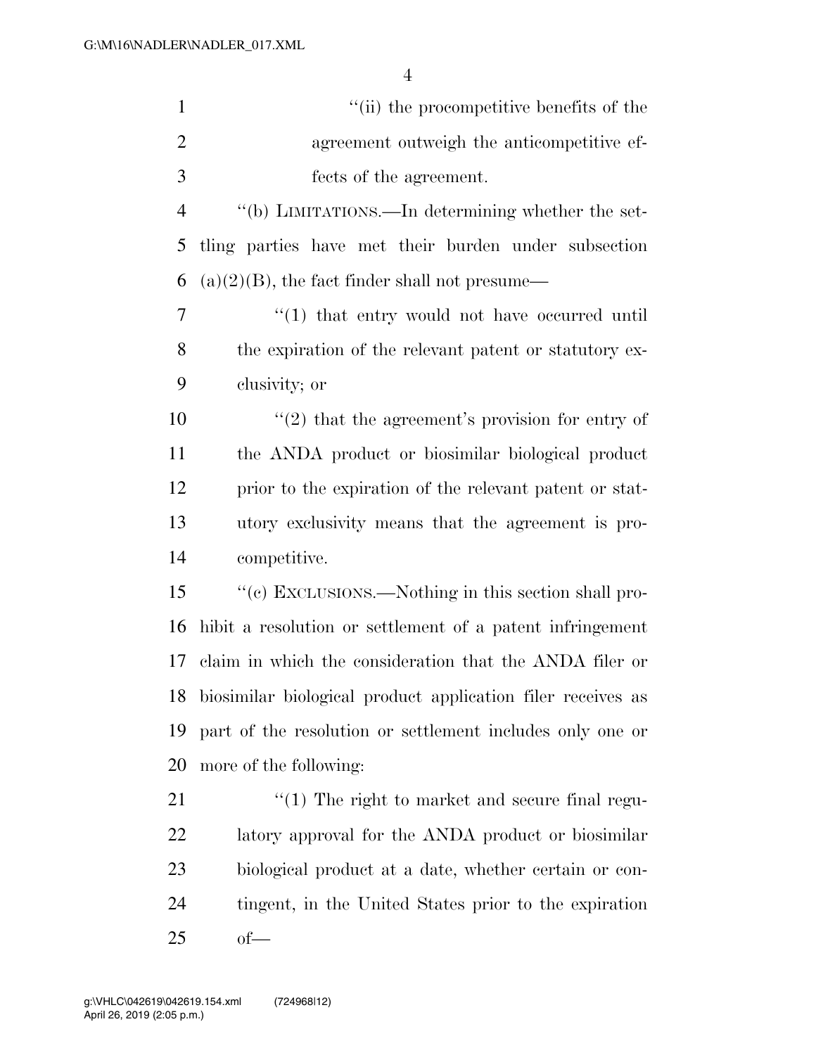"(ii) the procompetitive benefits of the agreement outweigh the anticompetitive effects of the agreement.

"(b) LIMITATIONS.—In determining whether the settling parties have met their burden under subsection (a)(2)(B), the fact finder shall not presume—

"(1) that entry would not have occurred until the expiration of the relevant patent or statutory exclusivity; or

"(2) that the agreement's provision for entry of the ANDA product or biosimilar biological product prior to the expiration of the relevant patent or statutory exclusivity means that the agreement is procompetitive.

"(c) EXCLUSIONS.—Nothing in this section shall prohibit a resolution or settlement of a patent infringement claim in which the consideration that the ANDA filer or biosimilar biological product application filer receives as part of the resolution or settlement includes only one or more of the following:

"(1) The right to market and secure final regulatory approval for the ANDA product or biosimilar biological product at a date, whether certain or contingent, in the United States prior to the expiration of—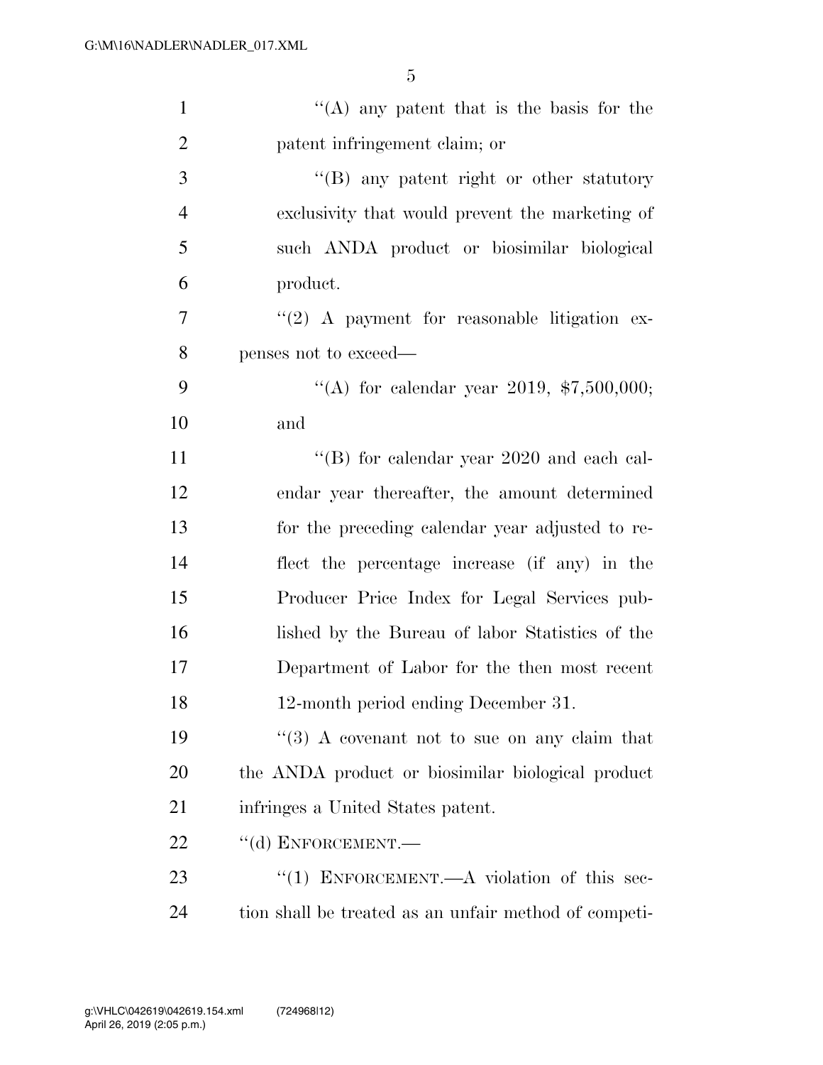''(A) any patent that is the basis for the patent infringement claim; or

''(B) any patent right or other statutory exclusivity that would prevent the marketing of such ANDA product or biosimilar biological product.

''(2) A payment for reasonable litigation expenses not to exceed—

''(A) for calendar year 2019, $7,500,000; and

''(B) for calendar year 2020 and each calendar year thereafter, the amount determined for the preceding calendar year adjusted to reflect the percentage increase (if any) in the Producer Price Index for Legal Services published by the Bureau of labor Statistics of the Department of Labor for the then most recent 12-month period ending December 31.

''(3) A covenant not to sue on any claim that the ANDA product or biosimilar biological product infringes a United States patent.

''(d) ENFORCEMENT.—

''(1) ENFORCEMENT.—A violation of this section shall be treated as an unfair method of competi-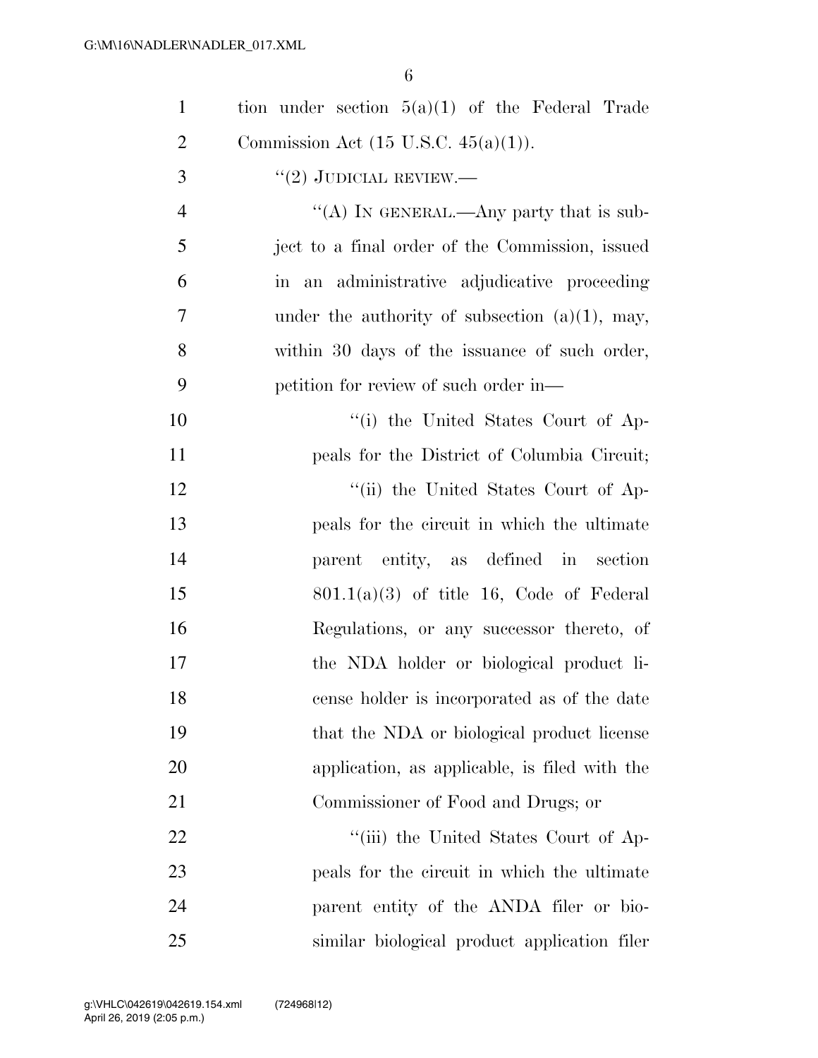tion under section 5(a)(1) of the Federal Trade Commission Act (15 U.S.C. 45(a)(1)).

"(2) JUDICIAL REVIEW.—

"(A) IN GENERAL.—Any party that is subject to a final order of the Commission, issued in an administrative adjudicative proceeding under the authority of subsection (a)(1), may, within 30 days of the issuance of such order, petition for review of such order in—

"(i) the United States Court of Appeals for the District of Columbia Circuit;

"(ii) the United States Court of Appeals for the circuit in which the ultimate parent entity, as defined in section 801.1(a)(3) of title 16, Code of Federal Regulations, or any successor thereto, of the NDA holder or biological product license holder is incorporated as of the date that the NDA or biological product license application, as applicable, is filed with the Commissioner of Food and Drugs; or

"(iii) the United States Court of Appeals for the circuit in which the ultimate parent entity of the ANDA filer or biosimilar biological product application filer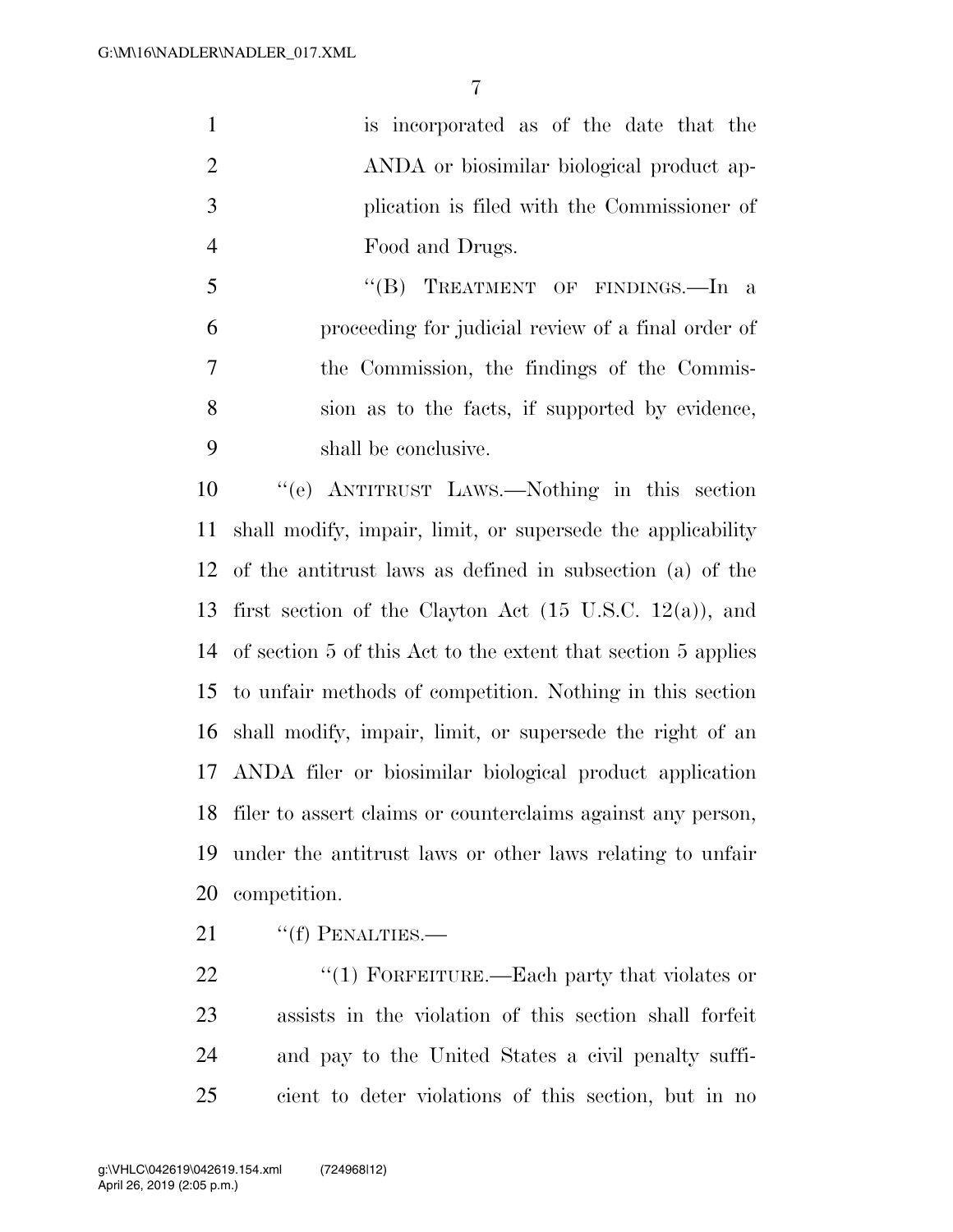is incorporated as of the date that the ANDA or biosimilar biological product application is filed with the Commissioner of Food and Drugs.

"(B) TREATMENT OF FINDINGS.—In a proceeding for judicial review of a final order of the Commission, the findings of the Commission as to the facts, if supported by evidence, shall be conclusive.

"(e) ANTITRUST LAWS.—Nothing in this section shall modify, impair, limit, or supersede the applicability of the antitrust laws as defined in subsection (a) of the first section of the Clayton Act (15 U.S.C. 12(a)), and of section 5 of this Act to the extent that section 5 applies to unfair methods of competition. Nothing in this section shall modify, impair, limit, or supersede the right of an ANDA filer or biosimilar biological product application filer to assert claims or counterclaims against any person, under the antitrust laws or other laws relating to unfair competition.

"(f) PENALTIES.—

"(1) FORFEITURE.—Each party that violates or assists in the violation of this section shall forfeit and pay to the United States a civil penalty sufficient to deter violations of this section, but in no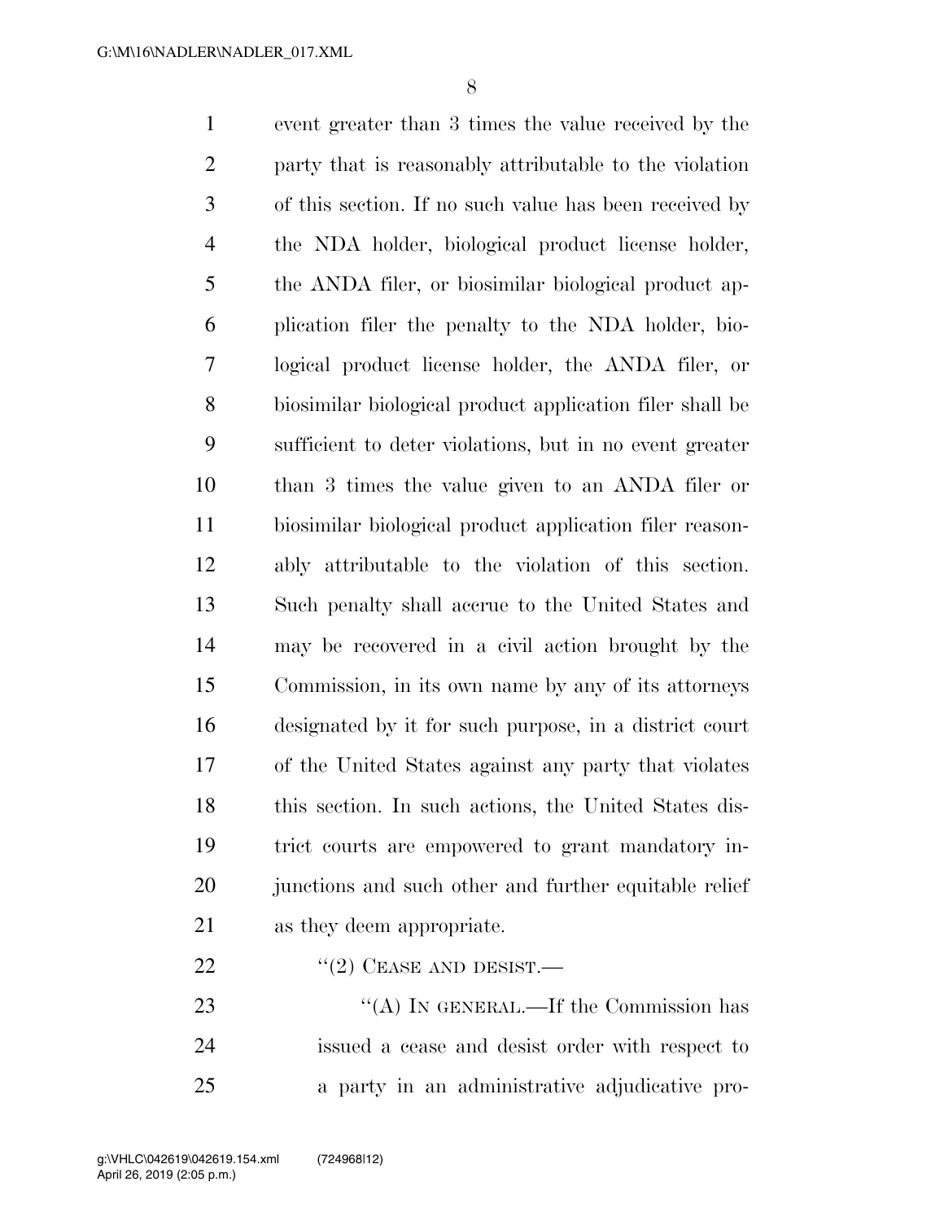event greater than 3 times the value received by the party that is reasonably attributable to the violation of this section. If no such value has been received by the NDA holder, biological product license holder, the ANDA filer, or biosimilar biological product application filer the penalty to the NDA holder, biological product license holder, the ANDA filer, or biosimilar biological product application filer shall be sufficient to deter violations, but in no event greater than 3 times the value given to an ANDA filer or biosimilar biological product application filer reasonably attributable to the violation of this section. Such penalty shall accrue to the United States and may be recovered in a civil action brought by the Commission, in its own name by any of its attorneys designated by it for such purpose, in a district court of the United States against any party that violates this section. In such actions, the United States district courts are empowered to grant mandatory injunctions and such other and further equitable relief as they deem appropriate.

"(2) CEASE AND DESIST.—

"(A) IN GENERAL.—If the Commission has issued a cease and desist order with respect to a party in an administrative adjudicative pro-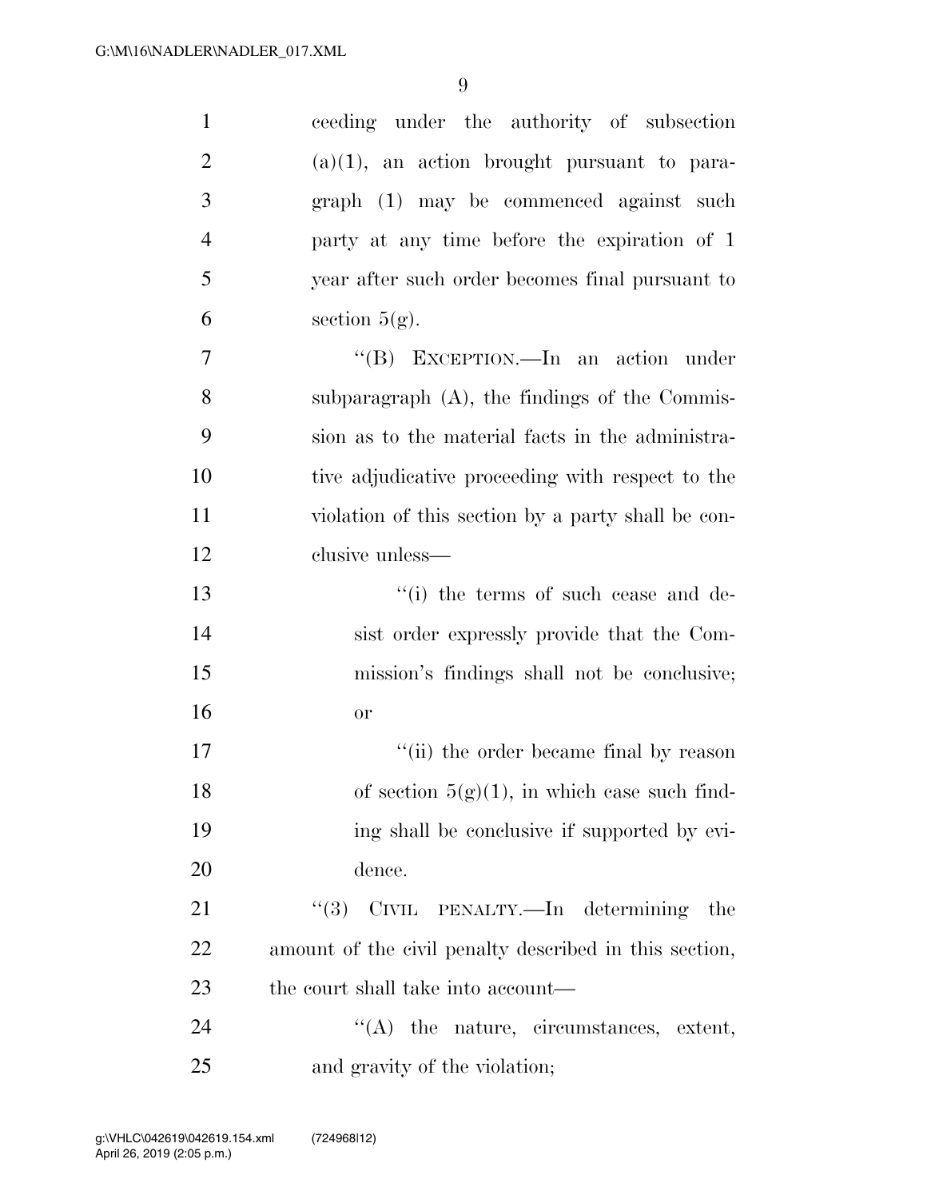ceeding under the authority of subsection (a)(1), an action brought pursuant to paragraph (1) may be commenced against such party at any time before the expiration of 1 year after such order becomes final pursuant to section 5(g).

''(B) EXCEPTION.—In an action under subparagraph (A), the findings of the Commission as to the material facts in the administrative adjudicative proceeding with respect to the violation of this section by a party shall be conclusive unless—

''(i) the terms of such cease and desist order expressly provide that the Commission's findings shall not be conclusive; or

''(ii) the order became final by reason of section 5(g)(1), in which case such finding shall be conclusive if supported by evidence.

''(3) CIVIL PENALTY.—In determining the amount of the civil penalty described in this section, the court shall take into account—

''(A) the nature, circumstances, extent, and gravity of the violation;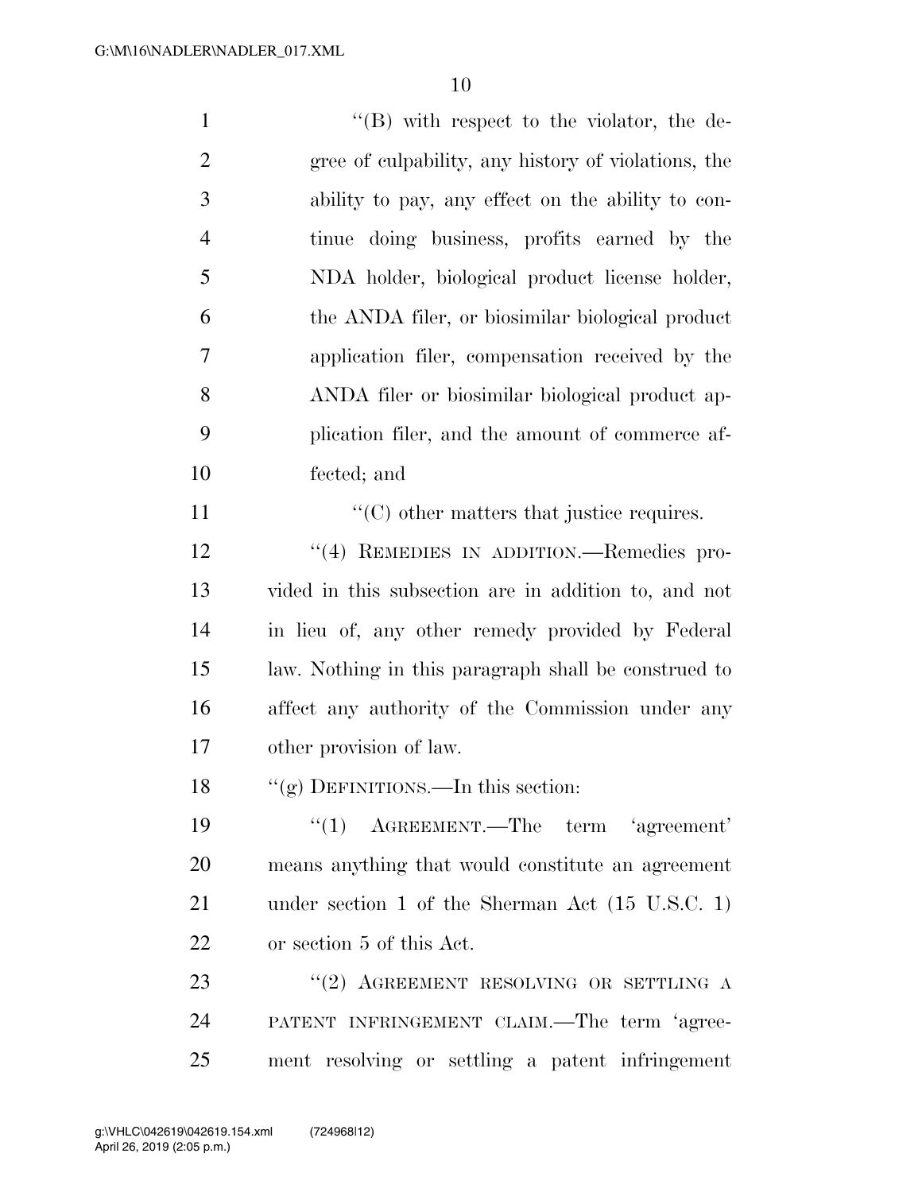''(B) with respect to the violator, the degree of culpability, any history of violations, the ability to pay, any effect on the ability to continue doing business, profits earned by the NDA holder, biological product license holder, the ANDA filer, or biosimilar biological product application filer, compensation received by the ANDA filer or biosimilar biological product application filer, and the amount of commerce affected; and

''(C) other matters that justice requires.

''(4) REMEDIES IN ADDITION.—Remedies provided in this subsection are in addition to, and not in lieu of, any other remedy provided by Federal law. Nothing in this paragraph shall be construed to affect any authority of the Commission under any other provision of law.

''(g) DEFINITIONS.—In this section:

''(1) AGREEMENT.—The term 'agreement' means anything that would constitute an agreement under section 1 of the Sherman Act (15 U.S.C. 1) or section 5 of this Act.

''(2) AGREEMENT RESOLVING OR SETTLING A PATENT INFRINGEMENT CLAIM.—The term 'agreement resolving or settling a patent infringement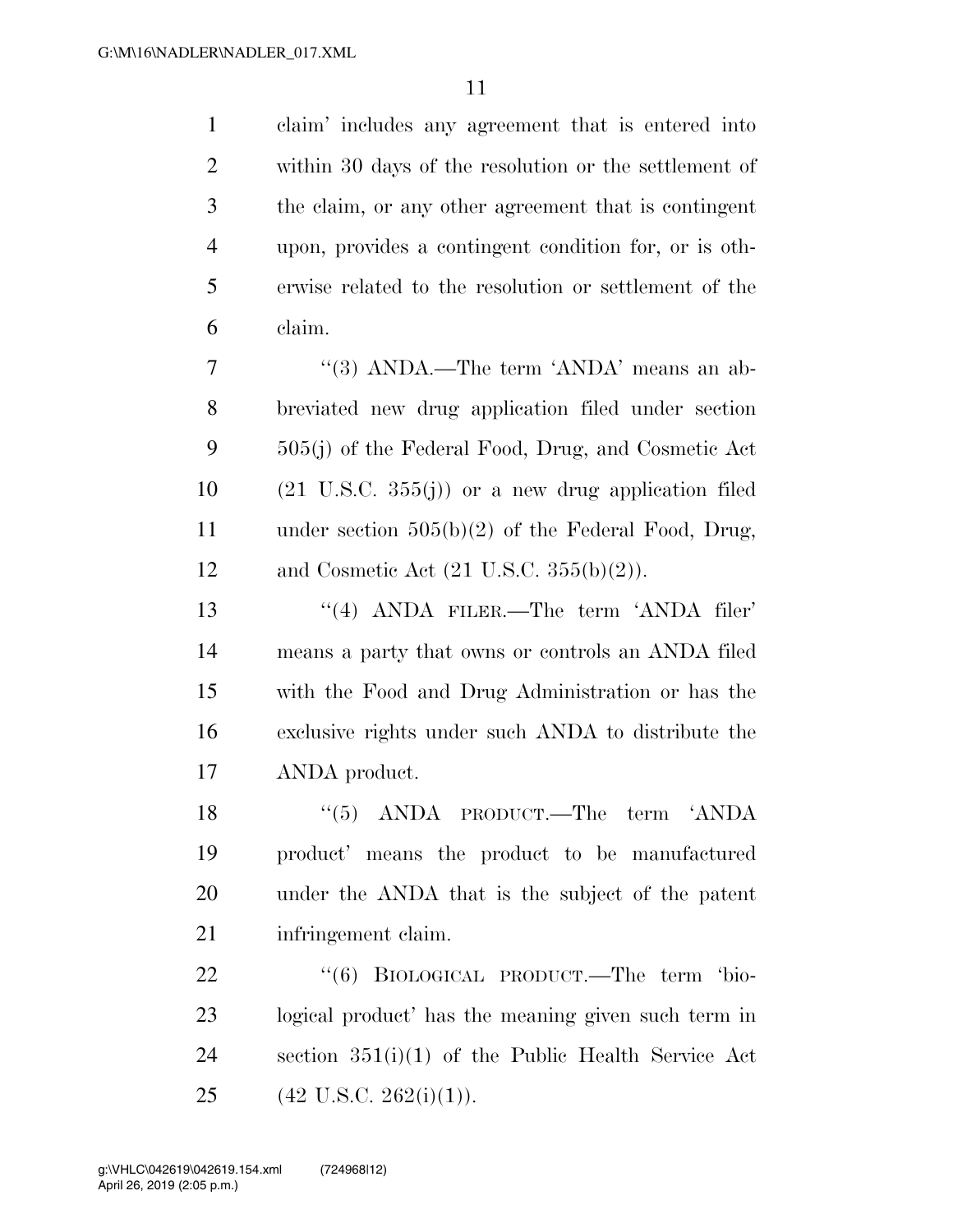claim' includes any agreement that is entered into within 30 days of the resolution or the settlement of the claim, or any other agreement that is contingent upon, provides a contingent condition for, or is otherwise related to the resolution or settlement of the claim.

"(3) ANDA.—The term 'ANDA' means an abbreviated new drug application filed under section 505(j) of the Federal Food, Drug, and Cosmetic Act (21 U.S.C. 355(j)) or a new drug application filed under section 505(b)(2) of the Federal Food, Drug, and Cosmetic Act (21 U.S.C. 355(b)(2)).

"(4) ANDA FILER.—The term 'ANDA filer' means a party that owns or controls an ANDA filed with the Food and Drug Administration or has the exclusive rights under such ANDA to distribute the ANDA product.

"(5) ANDA PRODUCT.—The term 'ANDA product' means the product to be manufactured under the ANDA that is the subject of the patent infringement claim.

"(6) BIOLOGICAL PRODUCT.—The term 'biological product' has the meaning given such term in section 351(i)(1) of the Public Health Service Act (42 U.S.C. 262(i)(1)).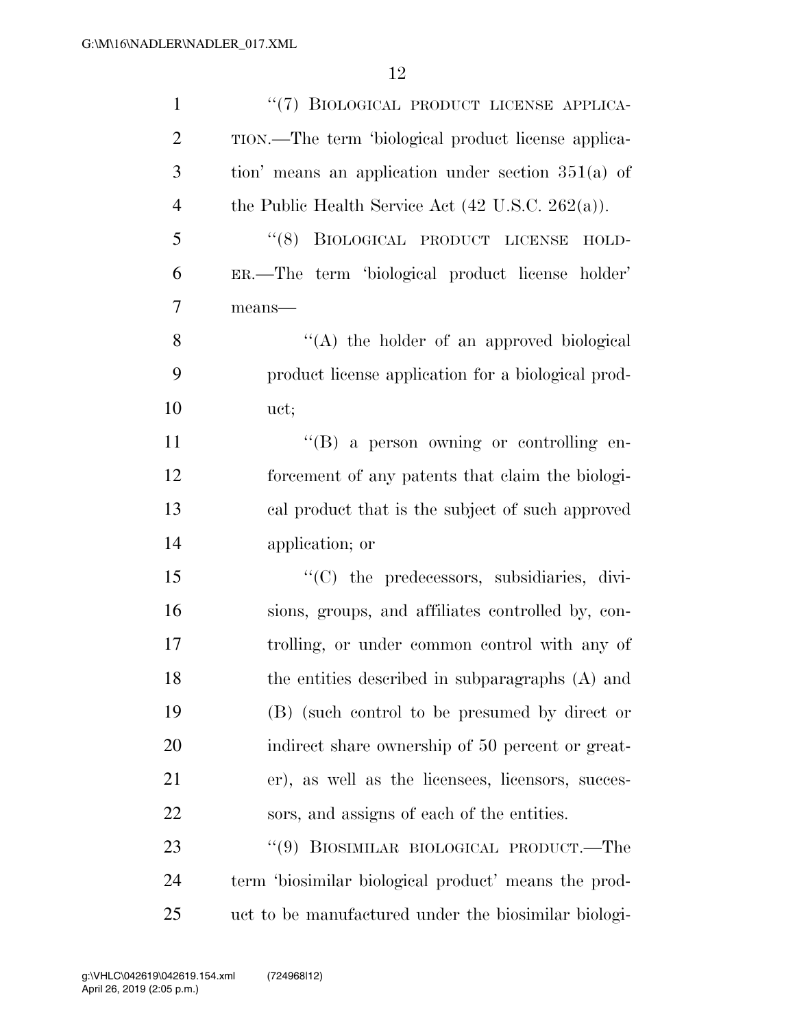"(7) BIOLOGICAL PRODUCT LICENSE APPLICATION.—The term 'biological product license application' means an application under section 351(a) of the Public Health Service Act (42 U.S.C. 262(a)).

"(8) BIOLOGICAL PRODUCT LICENSE HOLDER.—The term 'biological product license holder' means—

"(A) the holder of an approved biological product license application for a biological product;

"(B) a person owning or controlling enforcement of any patents that claim the biological product that is the subject of such approved application; or

"(C) the predecessors, subsidiaries, divisions, groups, and affiliates controlled by, controlling, or under common control with any of the entities described in subparagraphs (A) and (B) (such control to be presumed by direct or indirect share ownership of 50 percent or greater), as well as the licensees, licensors, successors, and assigns of each of the entities.

"(9) BIOSIMILAR BIOLOGICAL PRODUCT.—The term 'biosimilar biological product' means the product to be manufactured under the biosimilar biologi-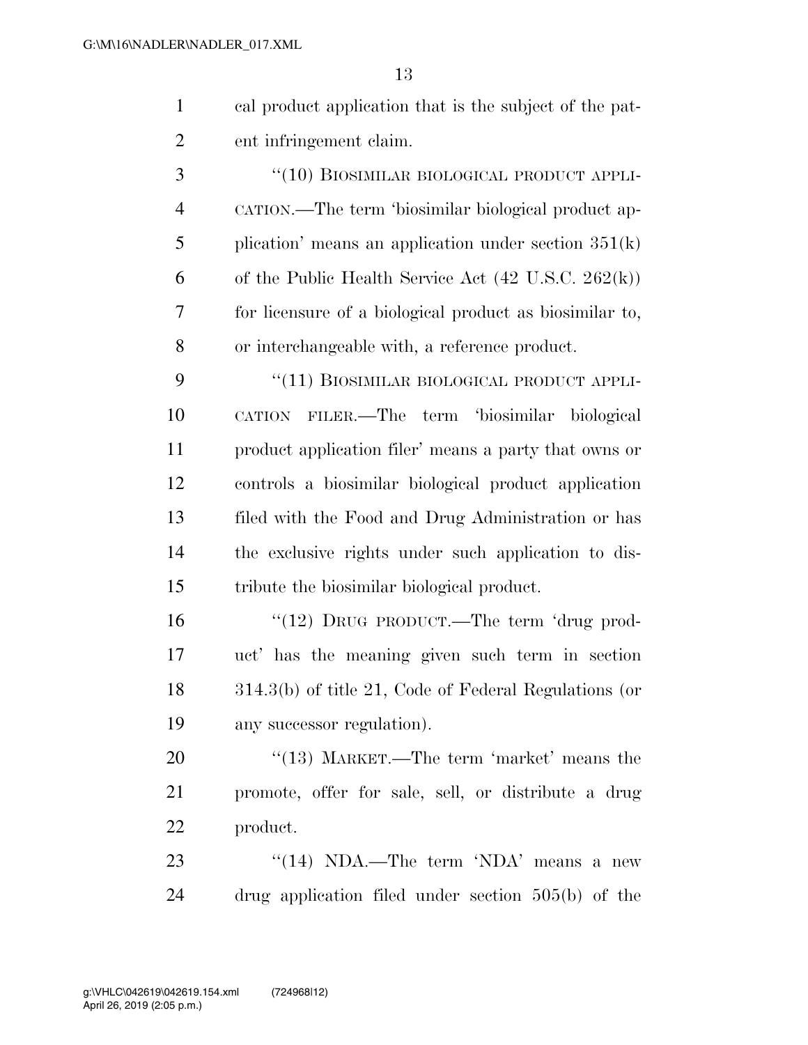cal product application that is the subject of the patent infringement claim.

"(10) BIOSIMILAR BIOLOGICAL PRODUCT APPLICATION.—The term 'biosimilar biological product application' means an application under section 351(k) of the Public Health Service Act (42 U.S.C. 262(k)) for licensure of a biological product as biosimilar to, or interchangeable with, a reference product.

"(11) BIOSIMILAR BIOLOGICAL PRODUCT APPLICATION FILER.—The term 'biosimilar biological product application filer' means a party that owns or controls a biosimilar biological product application filed with the Food and Drug Administration or has the exclusive rights under such application to distribute the biosimilar biological product.

"(12) DRUG PRODUCT.—The term 'drug product' has the meaning given such term in section 314.3(b) of title 21, Code of Federal Regulations (or any successor regulation).

"(13) MARKET.—The term 'market' means the promote, offer for sale, sell, or distribute a drug product.

"(14) NDA.—The term 'NDA' means a new drug application filed under section 505(b) of the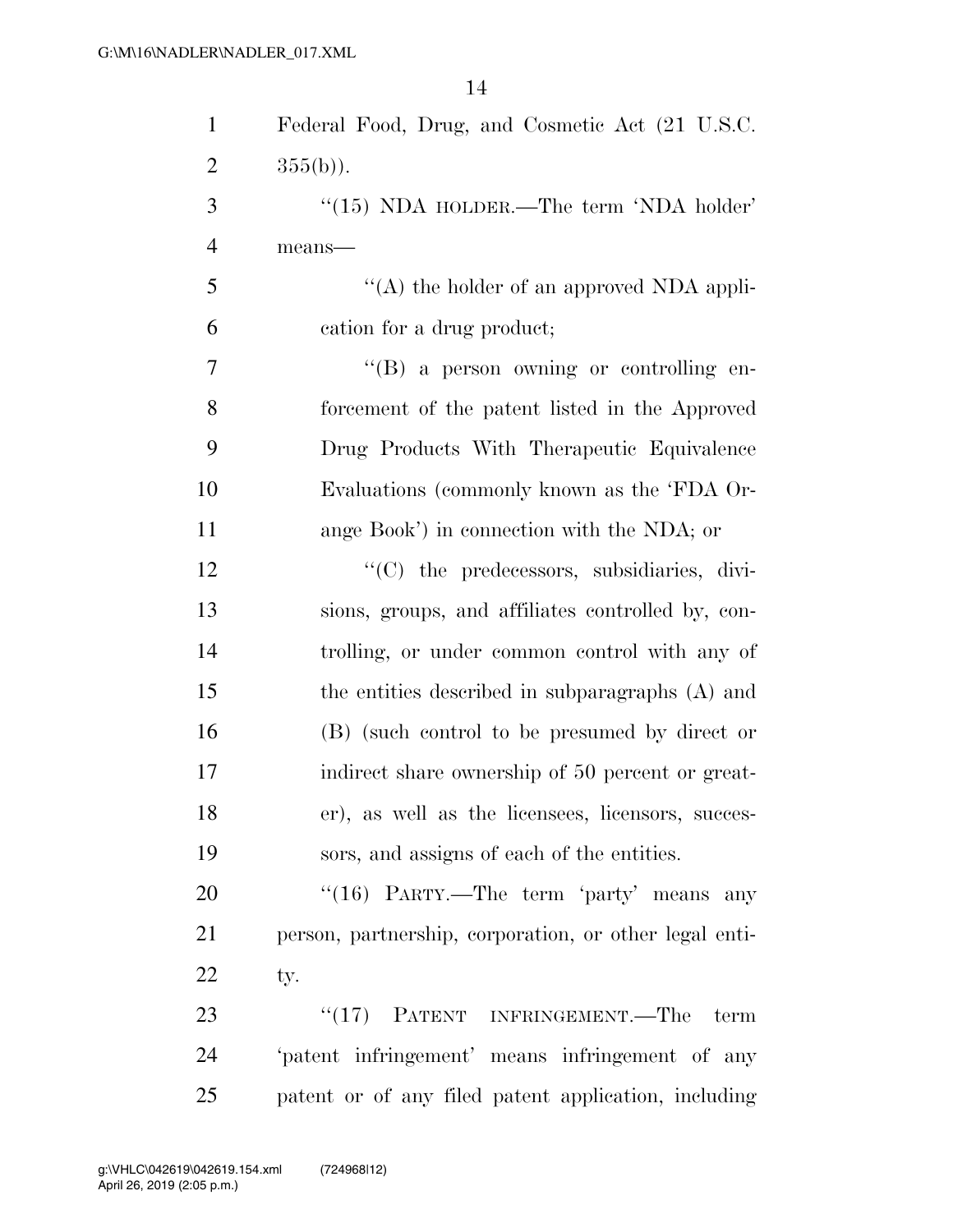Federal Food, Drug, and Cosmetic Act (21 U.S.C. 355(b)).

"(15) NDA HOLDER.—The term 'NDA holder' means—

"(A) the holder of an approved NDA application for a drug product;

"(B) a person owning or controlling enforcement of the patent listed in the Approved Drug Products With Therapeutic Equivalence Evaluations (commonly known as the 'FDA Orange Book') in connection with the NDA; or

"(C) the predecessors, subsidiaries, divisions, groups, and affiliates controlled by, controlling, or under common control with any of the entities described in subparagraphs (A) and (B) (such control to be presumed by direct or indirect share ownership of 50 percent or greater), as well as the licensees, licensors, successors, and assigns of each of the entities.

"(16) PARTY.—The term 'party' means any person, partnership, corporation, or other legal entity.

"(17) PATENT INFRINGEMENT.—The term 'patent infringement' means infringement of any patent or of any filed patent application, including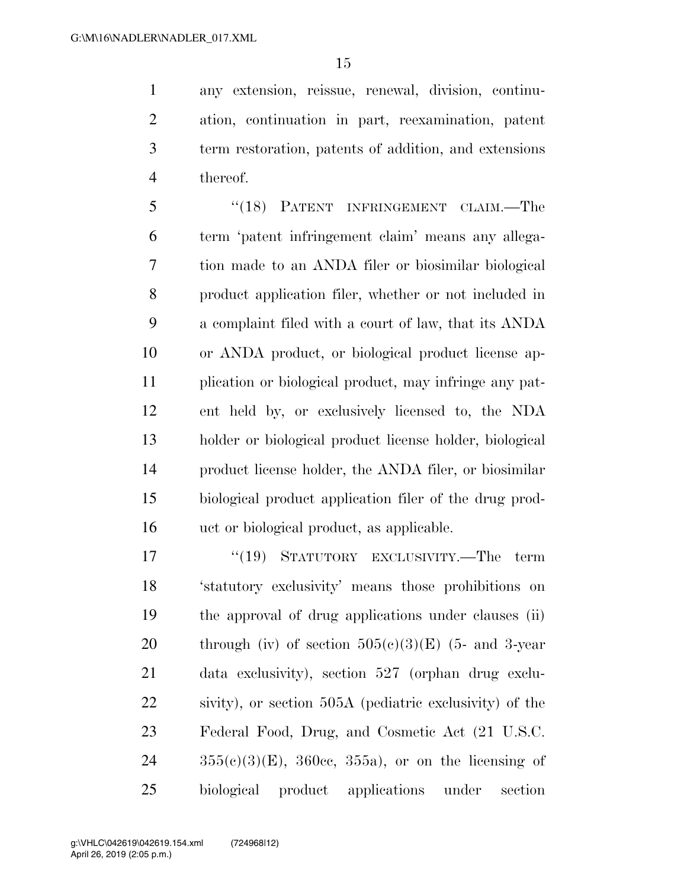any extension, reissue, renewal, division, continuation, continuation in part, reexamination, patent term restoration, patents of addition, and extensions thereof.

"(18) PATENT INFRINGEMENT CLAIM.—The term 'patent infringement claim' means any allegation made to an ANDA filer or biosimilar biological product application filer, whether or not included in a complaint filed with a court of law, that its ANDA or ANDA product, or biological product license application or biological product, may infringe any patent held by, or exclusively licensed to, the NDA holder or biological product license holder, biological product license holder, the ANDA filer, or biosimilar biological product application filer of the drug product or biological product, as applicable.

"(19) STATUTORY EXCLUSIVITY.—The term 'statutory exclusivity' means those prohibitions on the approval of drug applications under clauses (ii) through (iv) of section 505(c)(3)(E) (5- and 3-year data exclusivity), section 527 (orphan drug exclusivity), or section 505A (pediatric exclusivity) of the Federal Food, Drug, and Cosmetic Act (21 U.S.C. 355(c)(3)(E), 360cc, 355a), or on the licensing of biological product applications under section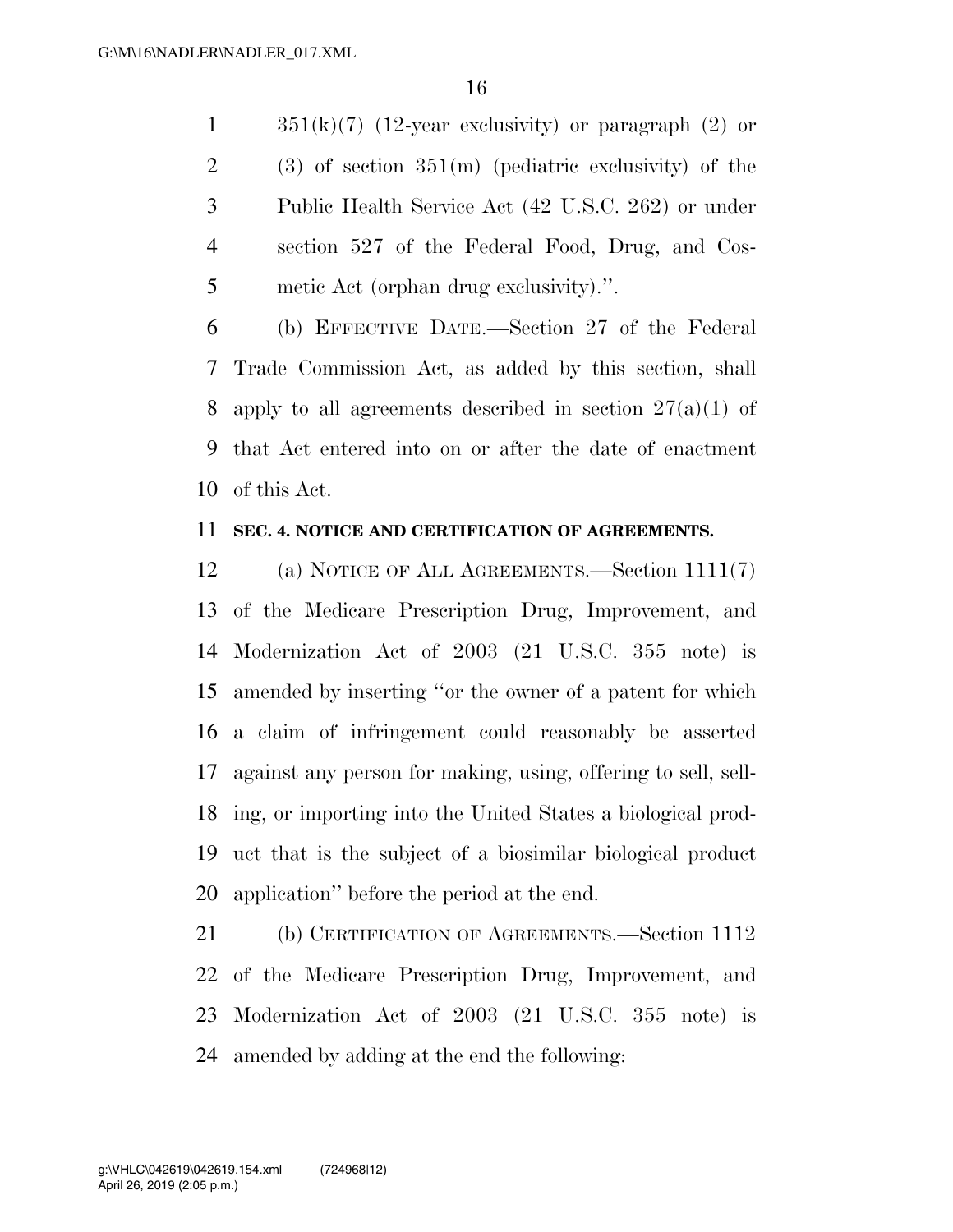351(k)(7) (12-year exclusivity) or paragraph (2) or (3) of section 351(m) (pediatric exclusivity) of the Public Health Service Act (42 U.S.C. 262) or under section 527 of the Federal Food, Drug, and Cosmetic Act (orphan drug exclusivity).''.

(b) EFFECTIVE DATE.—Section 27 of the Federal Trade Commission Act, as added by this section, shall apply to all agreements described in section 27(a)(1) of that Act entered into on or after the date of enactment of this Act.

**SEC. 4. NOTICE AND CERTIFICATION OF AGREEMENTS.**

(a) NOTICE OF ALL AGREEMENTS.—Section 1111(7) of the Medicare Prescription Drug, Improvement, and Modernization Act of 2003 (21 U.S.C. 355 note) is amended by inserting ''or the owner of a patent for which a claim of infringement could reasonably be asserted against any person for making, using, offering to sell, selling, or importing into the United States a biological product that is the subject of a biosimilar biological product application'' before the period at the end.

(b) CERTIFICATION OF AGREEMENTS.—Section 1112 of the Medicare Prescription Drug, Improvement, and Modernization Act of 2003 (21 U.S.C. 355 note) is amended by adding at the end the following: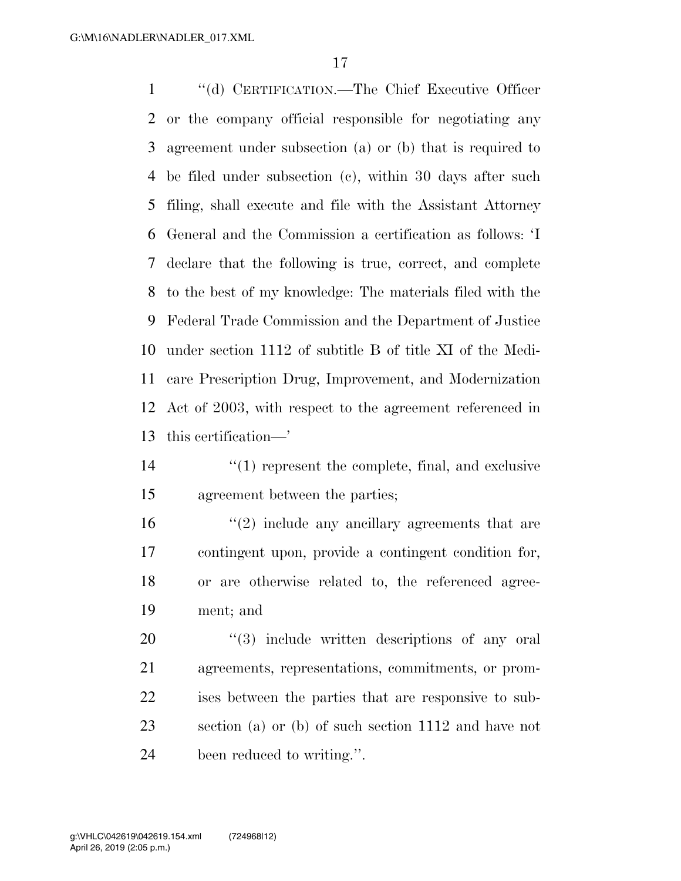"(d) CERTIFICATION.—The Chief Executive Officer or the company official responsible for negotiating any agreement under subsection (a) or (b) that is required to be filed under subsection (c), within 30 days after such filing, shall execute and file with the Assistant Attorney General and the Commission a certification as follows: 'I declare that the following is true, correct, and complete to the best of my knowledge: The materials filed with the Federal Trade Commission and the Department of Justice under section 1112 of subtitle B of title XI of the Medicare Prescription Drug, Improvement, and Modernization Act of 2003, with respect to the agreement referenced in this certification—'

"(1) represent the complete, final, and exclusive agreement between the parties;

"(2) include any ancillary agreements that are contingent upon, provide a contingent condition for, or are otherwise related to, the referenced agreement; and

"(3) include written descriptions of any oral agreements, representations, commitments, or promises between the parties that are responsive to subsection (a) or (b) of such section 1112 and have not been reduced to writing.".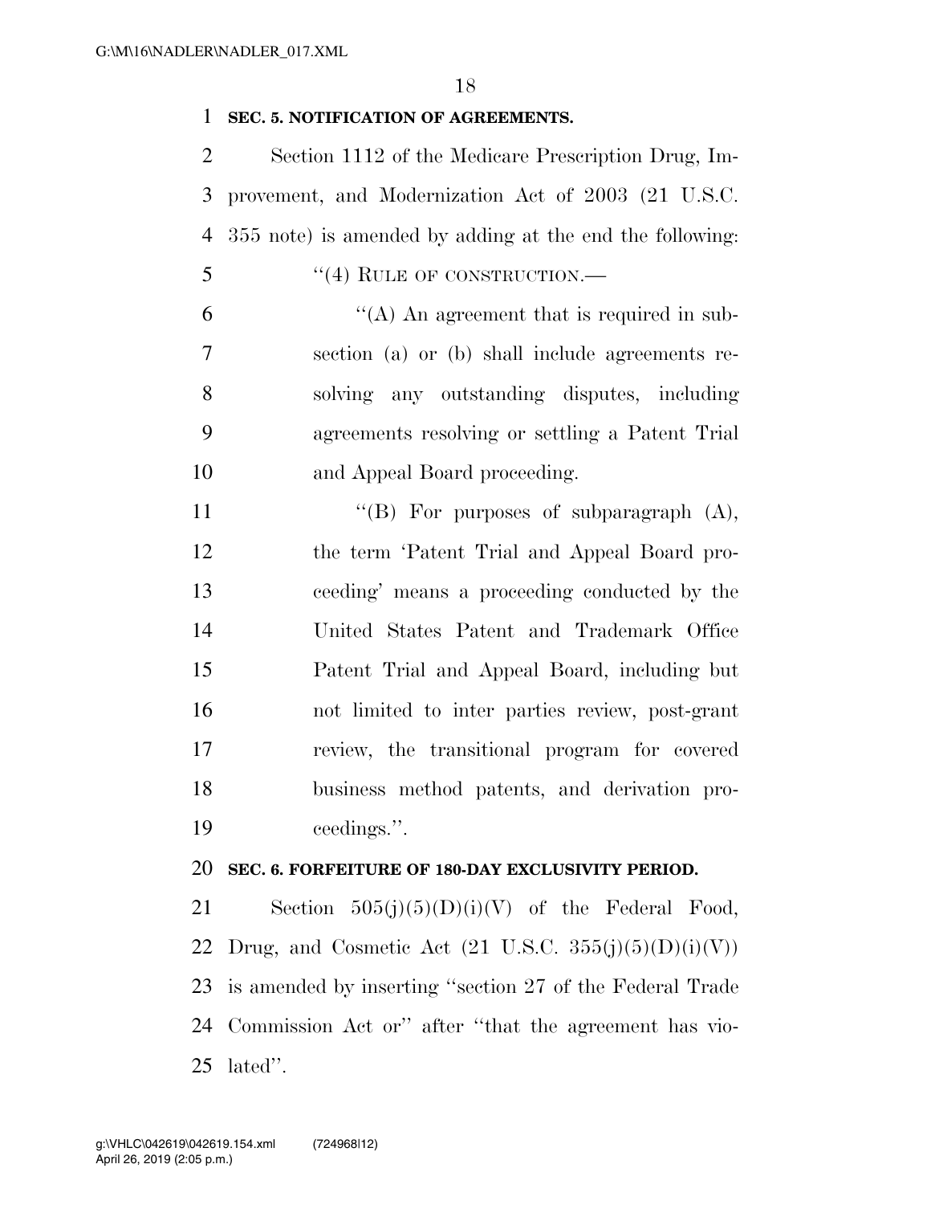**SEC. 5. NOTIFICATION OF AGREEMENTS.**

Section 1112 of the Medicare Prescription Drug, Improvement, and Modernization Act of 2003 (21 U.S.C. 355 note) is amended by adding at the end the following:

"(4) RULE OF CONSTRUCTION.—

"(A) An agreement that is required in subsection (a) or (b) shall include agreements resolving any outstanding disputes, including agreements resolving or settling a Patent Trial and Appeal Board proceeding.

"(B) For purposes of subparagraph (A), the term 'Patent Trial and Appeal Board proceeding' means a proceeding conducted by the United States Patent and Trademark Office Patent Trial and Appeal Board, including but not limited to inter parties review, post-grant review, the transitional program for covered business method patents, and derivation proceedings.".

**SEC. 6. FORFEITURE OF 180-DAY EXCLUSIVITY PERIOD.**

Section 505(j)(5)(D)(i)(V) of the Federal Food, Drug, and Cosmetic Act (21 U.S.C. 355(j)(5)(D)(i)(V)) is amended by inserting "section 27 of the Federal Trade Commission Act or" after "that the agreement has violated".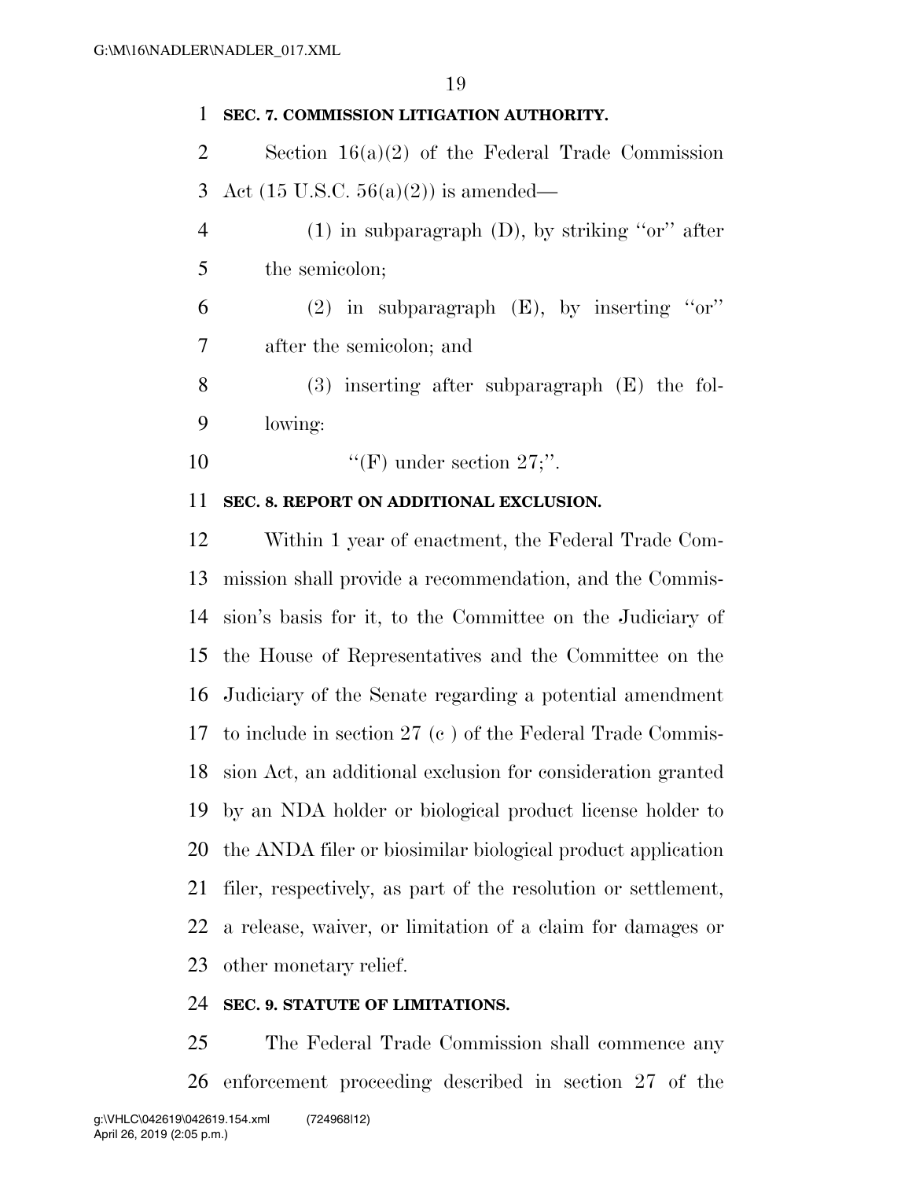**SEC. 7. COMMISSION LITIGATION AUTHORITY.**

Section 16(a)(2) of the Federal Trade Commission Act (15 U.S.C. 56(a)(2)) is amended—

(1) in subparagraph (D), by striking ''or'' after the semicolon;

(2) in subparagraph (E), by inserting ''or'' after the semicolon; and

(3) inserting after subparagraph (E) the following:

''(F) under section 27;''.

**SEC. 8. REPORT ON ADDITIONAL EXCLUSION.**

Within 1 year of enactment, the Federal Trade Commission shall provide a recommendation, and the Commission's basis for it, to the Committee on the Judiciary of the House of Representatives and the Committee on the Judiciary of the Senate regarding a potential amendment to include in section 27 (c ) of the Federal Trade Commission Act, an additional exclusion for consideration granted by an NDA holder or biological product license holder to the ANDA filer or biosimilar biological product application filer, respectively, as part of the resolution or settlement, a release, waiver, or limitation of a claim for damages or other monetary relief.

**SEC. 9. STATUTE OF LIMITATIONS.**

The Federal Trade Commission shall commence any enforcement proceeding described in section 27 of the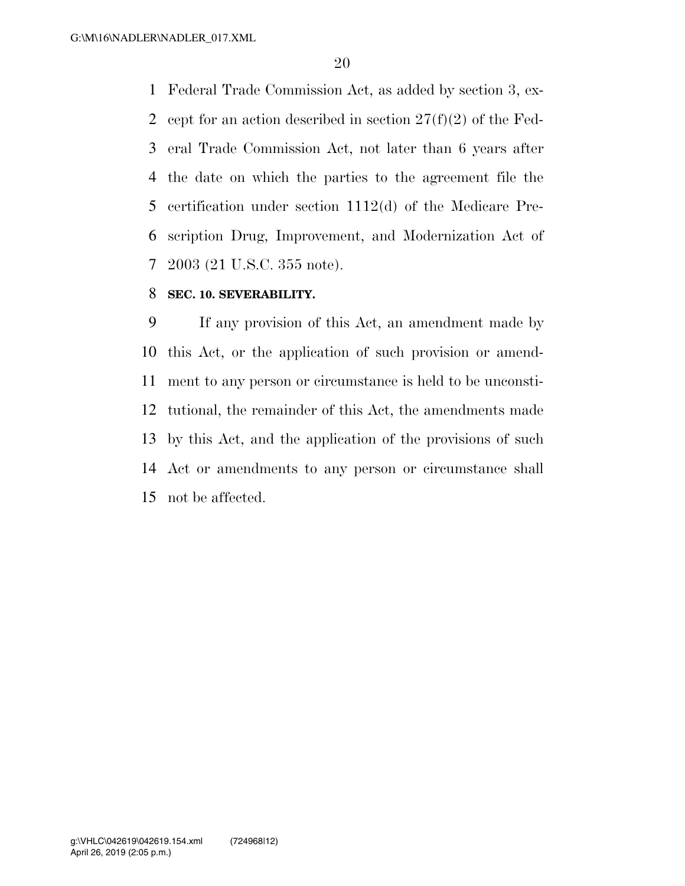Federal Trade Commission Act, as added by section 3, except for an action described in section 27(f)(2) of the Federal Trade Commission Act, not later than 6 years after the date on which the parties to the agreement file the certification under section 1112(d) of the Medicare Prescription Drug, Improvement, and Modernization Act of 2003 (21 U.S.C. 355 note).

**SEC. 10. SEVERABILITY.**

If any provision of this Act, an amendment made by this Act, or the application of such provision or amendment to any person or circumstance is held to be unconstitutional, the remainder of this Act, the amendments made by this Act, and the application of the provisions of such Act or amendments to any person or circumstance shall not be affected.